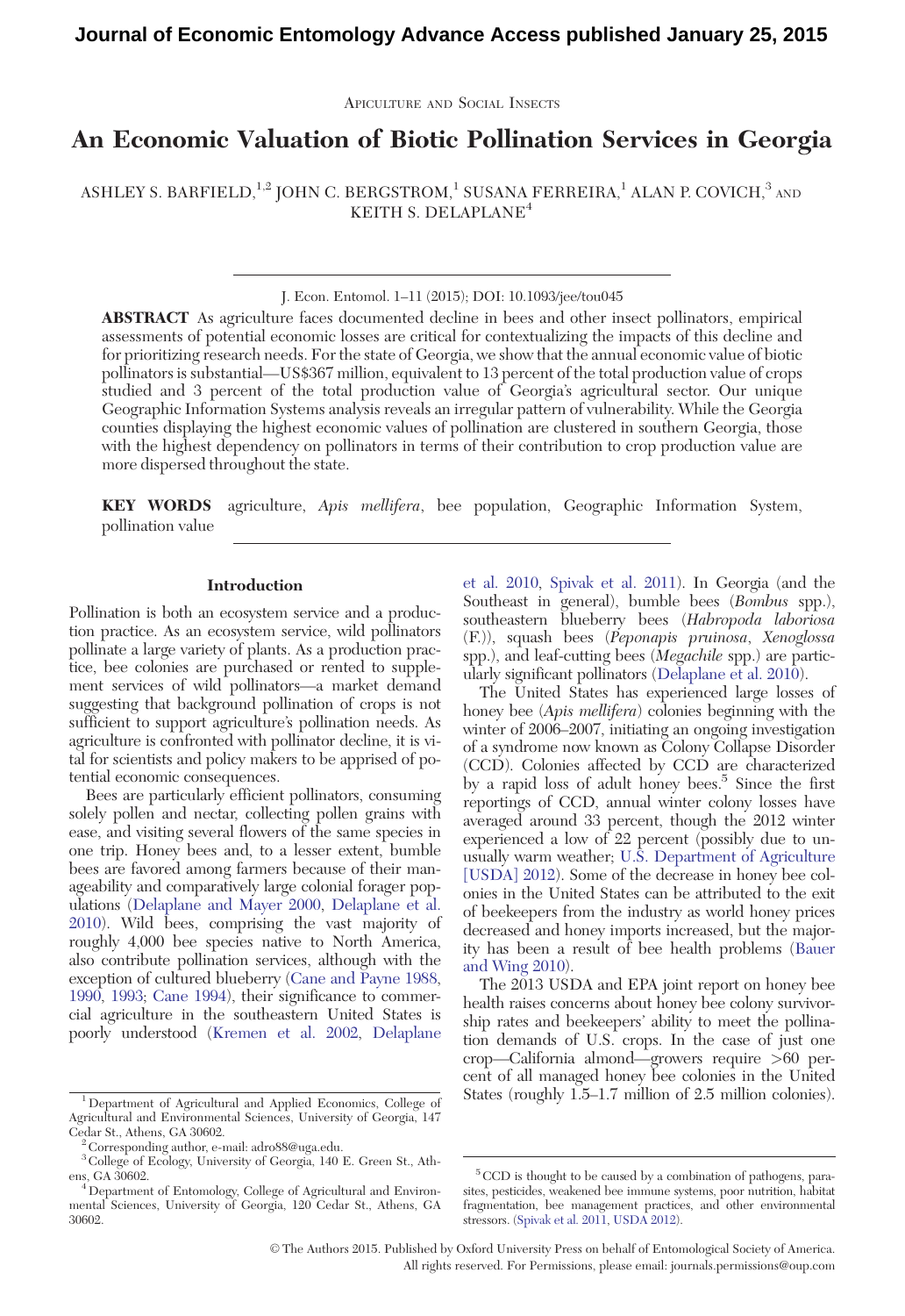Apiculture and Social Insects

# An Economic Valuation of Biotic Pollination Services in Georgia

ASHLEY S. BARFIELD,[1,2] JOHN C. BERGSTROM,[1] SUSANA FERREIRA,[1] ALAN P. COVICH,[3] AND KEITH S. DELAPLANE[4]

J. Econ. Entomol. 1–11 (2015); DOI: 10.1093/jee/tou045

**ABSTRACT** As agriculture faces documented decline in bees and other insect pollinators, empirical assessments of potential economic losses are critical for contextualizing the impacts of this decline and for prioritizing research needs. For the state of Georgia, we show that the annual economic value of biotic pollinators is substantial—US$367 million, equivalent to 13 percent of the total production value of crops studied and 3 percent of the total production value of Georgia's agricultural sector. Our unique Geographic Information Systems analysis reveals an irregular pattern of vulnerability. While the Georgia counties displaying the highest economic values of pollination are clustered in southern Georgia, those with the highest dependency on pollinators in terms of their contribution to crop production value are more dispersed throughout the state.

**KEY WORDS** agriculture, *Apis mellifera*, bee population, Geographic Information System, pollination value

## Introduction

Pollination is both an ecosystem service and a production practice. As an ecosystem service, wild pollinators pollinate a large variety of plants. As a production practice, bee colonies are purchased or rented to supplement services of wild pollinators—a market demand suggesting that background pollination of crops is not sufficient to support agriculture's pollination needs. As agriculture is confronted with pollinator decline, it is vital for scientists and policy makers to be apprised of potential economic consequences.

Bees are particularly efficient pollinators, consuming solely pollen and nectar, collecting pollen grains with ease, and visiting several flowers of the same species in one trip. Honey bees and, to a lesser extent, bumble bees are favored among farmers because of their manageability and comparatively large colonial forager populations (Delaplane and Mayer 2000, Delaplane et al. 2010). Wild bees, comprising the vast majority of roughly 4,000 bee species native to North America, also contribute pollination services, although with the exception of cultured blueberry (Cane and Payne 1988, 1990, 1993; Cane 1994), their significance to commercial agriculture in the southeastern United States is poorly understood (Kremen et al. 2002, Delaplane et al. 2010, Spivak et al. 2011). In Georgia (and the Southeast in general), bumble bees (*Bombus* spp.), southeastern blueberry bees (*Habropoda laboriosa* (F.)), squash bees (*Peponapis pruinosa*, *Xenoglossa* spp.), and leaf-cutting bees (*Megachile* spp.) are particularly significant pollinators (Delaplane et al. 2010).

The United States has experienced large losses of honey bee (*Apis mellifera*) colonies beginning with the winter of 2006–2007, initiating an ongoing investigation of a syndrome now known as Colony Collapse Disorder (CCD). Colonies affected by CCD are characterized by a rapid loss of adult honey bees.[5] Since the first reportings of CCD, annual winter colony losses have averaged around 33 percent, though the 2012 winter experienced a low of 22 percent (possibly due to unusually warm weather; U.S. Department of Agriculture [USDA] 2012). Some of the decrease in honey bee colonies in the United States can be attributed to the exit of beekeepers from the industry as world honey prices decreased and honey imports increased, but the majority has been a result of bee health problems (Bauer and Wing 2010).

The 2013 USDA and EPA joint report on honey bee health raises concerns about honey bee colony survivorship rates and beekeepers' ability to meet the pollination demands of U.S. crops. In the case of just one crop—California almond—growers require >60 percent of all managed honey bee colonies in the United States (roughly 1.5–1.7 million of 2.5 million colonies).

---

[1] Department of Agricultural and Applied Economics, College of Agricultural and Environmental Sciences, University of Georgia, 147 Cedar St., Athens, GA 30602.

[2] Corresponding author, e-mail: adro88@uga.edu.

[3] College of Ecology, University of Georgia, 140 E. Green St., Athens, GA 30602.

[4] Department of Entomology, College of Agricultural and Environmental Sciences, University of Georgia, 120 Cedar St., Athens, GA 30602.

[5] CCD is thought to be caused by a combination of pathogens, parasites, pesticides, weakened bee immune systems, poor nutrition, habitat fragmentation, bee management practices, and other environmental stressors. (Spivak et al. 2011, USDA 2012).

© The Authors 2015. Published by Oxford University Press on behalf of Entomological Society of America. All rights reserved. For Permissions, please email: journals.permissions@oup.com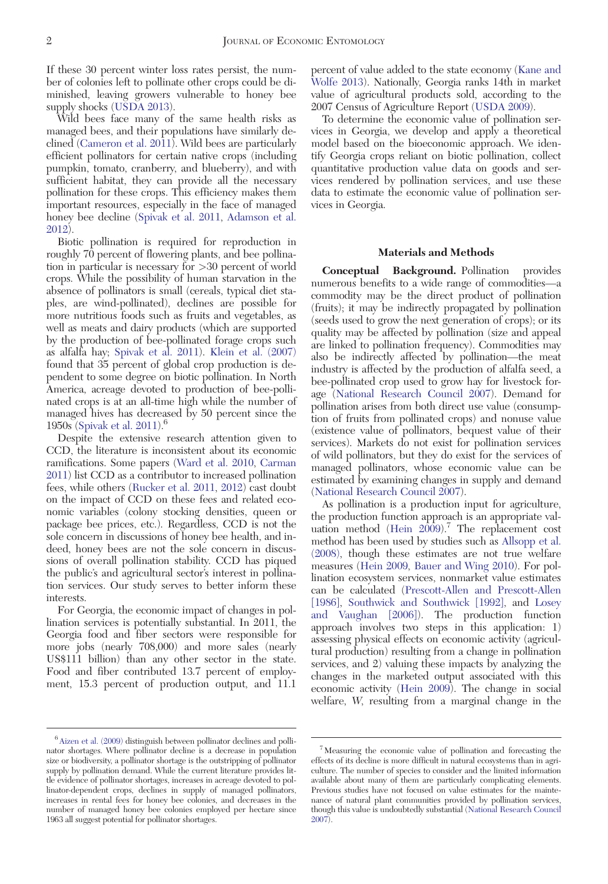If these 30 percent winter loss rates persist, the number of colonies left to pollinate other crops could be diminished, leaving growers vulnerable to honey bee supply shocks (USDA 2013).

Wild bees face many of the same health risks as managed bees, and their populations have similarly declined (Cameron et al. 2011). Wild bees are particularly efficient pollinators for certain native crops (including pumpkin, tomato, cranberry, and blueberry), and with sufficient habitat, they can provide all the necessary pollination for these crops. This efficiency makes them important resources, especially in the face of managed honey bee decline (Spivak et al. 2011, Adamson et al. 2012).

Biotic pollination is required for reproduction in roughly 70 percent of flowering plants, and bee pollination in particular is necessary for >30 percent of world crops. While the possibility of human starvation in the absence of pollinators is small (cereals, typical diet staples, are wind-pollinated), declines are possible for more nutritious foods such as fruits and vegetables, as well as meats and dairy products (which are supported by the production of bee-pollinated forage crops such as alfalfa hay; Spivak et al. 2011). Klein et al. (2007) found that 35 percent of global crop production is dependent to some degree on biotic pollination. In North America, acreage devoted to production of bee-pollinated crops is at an all-time high while the number of managed hives has decreased by 50 percent since the 1950s (Spivak et al. 2011).[6]

Despite the extensive research attention given to CCD, the literature is inconsistent about its economic ramifications. Some papers (Ward et al. 2010, Carman 2011) list CCD as a contributor to increased pollination fees, while others (Rucker et al. 2011, 2012) cast doubt on the impact of CCD on these fees and related economic variables (colony stocking densities, queen or package bee prices, etc.). Regardless, CCD is not the sole concern in discussions of honey bee health, and indeed, honey bees are not the sole concern in discussions of overall pollination stability. CCD has piqued the public's and agricultural sector's interest in pollination services. Our study serves to better inform these interests.

For Georgia, the economic impact of changes in pollination services is potentially substantial. In 2011, the Georgia food and fiber sectors were responsible for more jobs (nearly 708,000) and more sales (nearly US$111 billion) than any other sector in the state. Food and fiber contributed 13.7 percent of employment, 15.3 percent of production output, and 11.1 percent of value added to the state economy (Kane and Wolfe 2013). Nationally, Georgia ranks 14th in market value of agricultural products sold, according to the 2007 Census of Agriculture Report (USDA 2009).

To determine the economic value of pollination services in Georgia, we develop and apply a theoretical model based on the bioeconomic approach. We identify Georgia crops reliant on biotic pollination, collect quantitative production value data on goods and services rendered by pollination services, and use these data to estimate the economic value of pollination services in Georgia.

## Materials and Methods

**Conceptual Background.** Pollination provides numerous benefits to a wide range of commodities—a commodity may be the direct product of pollination (fruits); it may be indirectly propagated by pollination (seeds used to grow the next generation of crops); or its quality may be affected by pollination (size and appeal are linked to pollination frequency). Commodities may also be indirectly affected by pollination—the meat industry is affected by the production of alfalfa seed, a bee-pollinated crop used to grow hay for livestock forage (National Research Council 2007). Demand for pollination arises from both direct use value (consumption of fruits from pollinated crops) and nonuse value (existence value of pollinators, bequest value of their services). Markets do not exist for pollination services of wild pollinators, but they do exist for the services of managed pollinators, whose economic value can be estimated by examining changes in supply and demand (National Research Council 2007).

As pollination is a production input for agriculture, the production function approach is an appropriate valuation method (Hein 2009).[7] The replacement cost method has been used by studies such as Allsopp et al. (2008), though these estimates are not true welfare measures (Hein 2009, Bauer and Wing 2010). For pollination ecosystem services, nonmarket value estimates can be calculated (Prescott-Allen and Prescott-Allen [1986], Southwick and Southwick [1992], and Losey and Vaughan [2006]). The production function approach involves two steps in this application: 1) assessing physical effects on economic activity (agricultural production) resulting from a change in pollination services, and 2) valuing these impacts by analyzing the changes in the marketed output associated with this economic activity (Hein 2009). The change in social welfare, $W$, resulting from a marginal change in the

[6] Aizen et al. (2009) distinguish between pollinator declines and pollinator shortages. Where pollinator decline is a decrease in population size or biodiversity, a pollinator shortage is the outstripping of pollinator supply by pollination demand. While the current literature provides little evidence of pollinator shortages, increases in acreage devoted to pollinator-dependent crops, declines in supply of managed pollinators, increases in rental fees for honey bee colonies, and decreases in the number of managed honey bee colonies employed per hectare since 1963 all suggest potential for pollinator shortages.

[7] Measuring the economic value of pollination and forecasting the effects of its decline is more difficult in natural ecosystems than in agriculture. The number of species to consider and the limited information available about many of them are particularly complicating elements. Previous studies have not focused on value estimates for the maintenance of natural plant communities provided by pollination services, though this value is undoubtedly substantial (National Research Council 2007).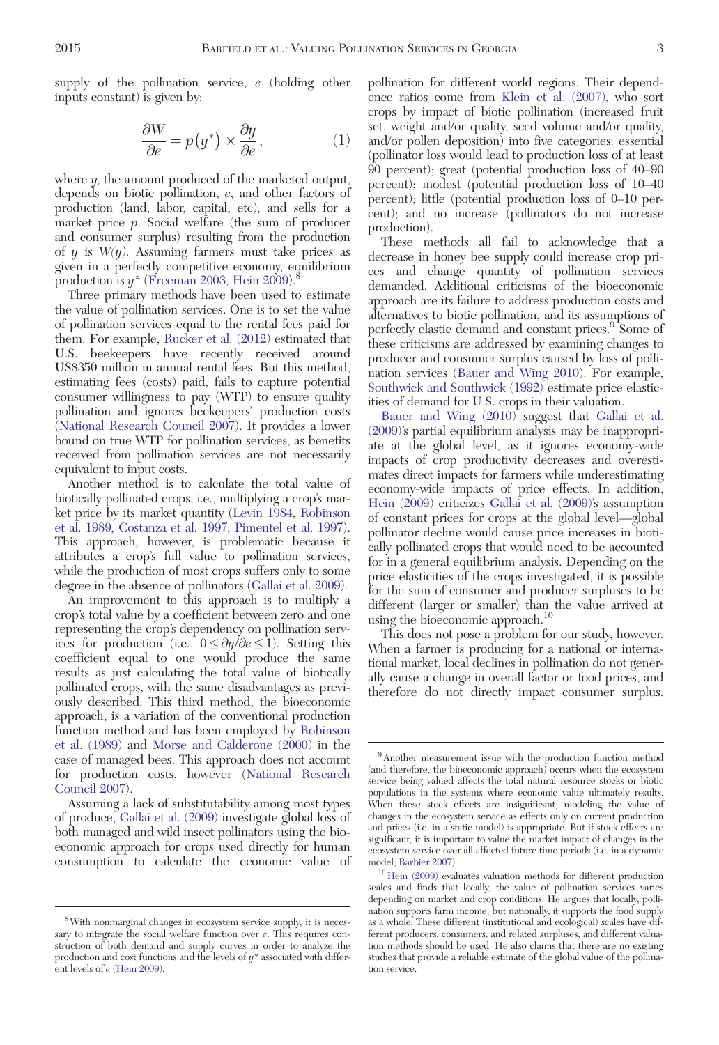supply of the pollination service, $e$ (holding other inputs constant) is given by:

$$\frac{\partial W}{\partial e} = p(y^{*}) \times \frac{\partial y}{\partial e}, \tag{1}$$

where $y$, the amount produced of the marketed output, depends on biotic pollination, $e$, and other factors of production (land, labor, capital, etc), and sells for a market price $p$. Social welfare (the sum of producer and consumer surplus) resulting from the production of $y$ is $W(y)$. Assuming farmers must take prices as given in a perfectly competitive economy, equilibrium production is $y^{*}$ (Freeman 2003, Hein 2009).[8]

Three primary methods have been used to estimate the value of pollination services. One is to set the value of pollination services equal to the rental fees paid for them. For example, Rucker et al. (2012) estimated that U.S. beekeepers have recently received around US$350 million in annual rental fees. But this method, estimating fees (costs) paid, fails to capture potential consumer willingness to pay (WTP) to ensure quality pollination and ignores beekeepers' production costs (National Research Council 2007). It provides a lower bound on true WTP for pollination services, as benefits received from pollination services are not necessarily equivalent to input costs.

Another method is to calculate the total value of biotically pollinated crops, i.e., multiplying a crop's market price by its market quantity (Levin 1984, Robinson et al. 1989, Costanza et al. 1997, Pimentel et al. 1997). This approach, however, is problematic because it attributes a crop's full value to pollination services, while the production of most crops suffers only to some degree in the absence of pollinators (Gallai et al. 2009).

An improvement to this approach is to multiply a crop's total value by a coefficient between zero and one representing the crop's dependency on pollination services for production (i.e., $0 \leq \partial y/\partial e \leq 1$). Setting this coefficient equal to one would produce the same results as just calculating the total value of biotically pollinated crops, with the same disadvantages as previously described. This third method, the bioeconomic approach, is a variation of the conventional production function method and has been employed by Robinson et al. (1989) and Morse and Calderone (2000) in the case of managed bees. This approach does not account for production costs, however (National Research Council 2007).

Assuming a lack of substitutability among most types of produce, Gallai et al. (2009) investigate global loss of both managed and wild insect pollinators using the bioeconomic approach for crops used directly for human consumption to calculate the economic value of pollination for different world regions. Their dependence ratios come from Klein et al. (2007), who sort crops by impact of biotic pollination (increased fruit set, weight and/or quality, seed volume and/or quality, and/or pollen deposition) into five categories: essential (pollinator loss would lead to production loss of at least 90 percent); great (potential production loss of 40–90 percent); modest (potential production loss of 10–40 percent); little (potential production loss of 0–10 percent); and no increase (pollinators do not increase production).

These methods all fail to acknowledge that a decrease in honey bee supply could increase crop prices and change quantity of pollination services demanded. Additional criticisms of the bioeconomic approach are its failure to address production costs and alternatives to biotic pollination, and its assumptions of perfectly elastic demand and constant prices.[9] Some of these criticisms are addressed by examining changes to producer and consumer surplus caused by loss of pollination services (Bauer and Wing 2010). For example, Southwick and Southwick (1992) estimate price elasticities of demand for U.S. crops in their valuation.

Bauer and Wing (2010) suggest that Gallai et al. (2009)'s partial equilibrium analysis may be inappropriate at the global level, as it ignores economy-wide impacts of crop productivity decreases and overestimates direct impacts for farmers while underestimating economy-wide impacts of price effects. In addition, Hein (2009) criticizes Gallai et al. (2009)'s assumption of constant prices for crops at the global level—global pollinator decline would cause price increases in biotically pollinated crops that would need to be accounted for in a general equilibrium analysis. Depending on the price elasticities of the crops investigated, it is possible for the sum of consumer and producer surpluses to be different (larger or smaller) than the value arrived at using the bioeconomic approach.[10]

This does not pose a problem for our study, however. When a farmer is producing for a national or international market, local declines in pollination do not generally cause a change in overall factor or food prices, and therefore do not directly impact consumer surplus.

---

[8] With nonmarginal changes in ecosystem service supply, it is necessary to integrate the social welfare function over $e$. This requires construction of both demand and supply curves in order to analyze the production and cost functions and the levels of $y^{*}$ associated with different levels of $e$ (Hein 2009).

[9] Another measurement issue with the production function method (and therefore, the bioeconomic approach) occurs when the ecosystem service being valued affects the total natural resource stocks or biotic populations in the systems where economic value ultimately results. When these stock effects are insignificant, modeling the value of changes in the ecosystem service as effects only on current production and prices (i.e. in a static model) is appropriate. But if stock effects are significant, it is important to value the market impact of changes in the ecosystem service over all affected future time periods (i.e. in a dynamic model; Barbier 2007).

[10] Hein (2009) evaluates valuation methods for different production scales and finds that locally, the value of pollination services varies depending on market and crop conditions. He argues that locally, pollination supports farm income, but nationally, it supports the food supply as a whole. These different (institutional and ecological) scales have different producers, consumers, and related surpluses, and different valuation methods should be used. He also claims that there are no existing studies that provide a reliable estimate of the global value of the pollination service.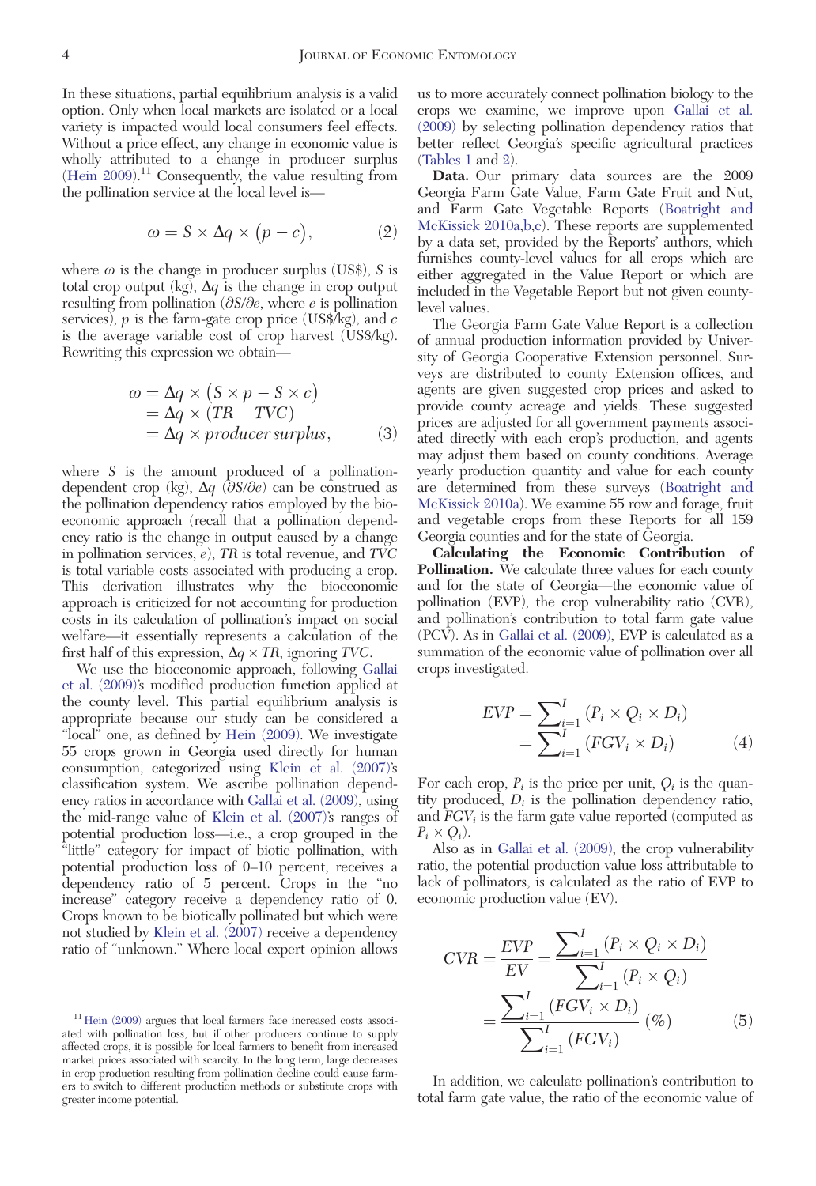In these situations, partial equilibrium analysis is a valid option. Only when local markets are isolated or a local variety is impacted would local consumers feel effects. Without a price effect, any change in economic value is wholly attributed to a change in producer surplus (Hein 2009).[11] Consequently, the value resulting from the pollination service at the local level is—

$$\omega = S \times \Delta q \times (p - c), \tag{2}$$

where $\omega$ is the change in producer surplus (US\$), $S$ is total crop output (kg), $\Delta q$ is the change in crop output resulting from pollination ($\partial S/\partial e$, where $e$ is pollination services), $p$ is the farm-gate crop price (US\$/kg), and $c$ is the average variable cost of crop harvest (US\$/kg). Rewriting this expression we obtain—

$$\begin{aligned}\omega &= \Delta q \times (S \times p - S \times c)\\ &= \Delta q \times (TR - TVC)\\ &= \Delta q \times producer\,surplus,\end{aligned} \tag{3}$$

where $S$ is the amount produced of a pollination-dependent crop (kg), $\Delta q$ ($\partial S/\partial e$) can be construed as the pollination dependency ratios employed by the bioeconomic approach (recall that a pollination dependency ratio is the change in output caused by a change in pollination services, $e$), $TR$ is total revenue, and $TVC$ is total variable costs associated with producing a crop. This derivation illustrates why the bioeconomic approach is criticized for not accounting for production costs in its calculation of pollination's impact on social welfare—it essentially represents a calculation of the first half of this expression, $\Delta q \times TR$, ignoring $TVC$.

We use the bioeconomic approach, following Gallai et al. (2009)'s modified production function applied at the county level. This partial equilibrium analysis is appropriate because our study can be considered a "local" one, as defined by Hein (2009). We investigate 55 crops grown in Georgia used directly for human consumption, categorized using Klein et al. (2007)'s classification system. We ascribe pollination dependency ratios in accordance with Gallai et al. (2009), using the mid-range value of Klein et al. (2007)'s ranges of potential production loss—i.e., a crop grouped in the "little" category for impact of biotic pollination, with potential production loss of 0–10 percent, receives a dependency ratio of 5 percent. Crops in the "no increase" category receive a dependency ratio of 0. Crops known to be biotically pollinated but which were not studied by Klein et al. (2007) receive a dependency ratio of "unknown." Where local expert opinion allows us to more accurately connect pollination biology to the crops we examine, we improve upon Gallai et al. (2009) by selecting pollination dependency ratios that better reflect Georgia's specific agricultural practices (Tables 1 and 2).

**Data.** Our primary data sources are the 2009 Georgia Farm Gate Value, Farm Gate Fruit and Nut, and Farm Gate Vegetable Reports (Boatright and McKissick 2010a,b,c). These reports are supplemented by a data set, provided by the Reports' authors, which furnishes county-level values for all crops which are either aggregated in the Value Report or which are included in the Vegetable Report but not given county-level values.

The Georgia Farm Gate Value Report is a collection of annual production information provided by University of Georgia Cooperative Extension personnel. Surveys are distributed to county Extension offices, and agents are given suggested crop prices and asked to provide county acreage and yields. These suggested prices are adjusted for all government payments associated directly with each crop's production, and agents may adjust them based on county conditions. Average yearly production quantity and value for each county are determined from these surveys (Boatright and McKissick 2010a). We examine 55 row and forage, fruit and vegetable crops from these Reports for all 159 Georgia counties and for the state of Georgia.

**Calculating the Economic Contribution of Pollination.** We calculate three values for each county and for the state of Georgia—the economic value of pollination (EVP), the crop vulnerability ratio (CVR), and pollination's contribution to total farm gate value (PCV). As in Gallai et al. (2009), EVP is calculated as a summation of the economic value of pollination over all crops investigated.

$$\begin{aligned}EVP &= \sum_{i=1}^{I} (P_i \times Q_i \times D_i)\\ &= \sum_{i=1}^{I} (FGV_i \times D_i)\end{aligned} \tag{4}$$

For each crop, $P_i$ is the price per unit, $Q_i$ is the quantity produced, $D_i$ is the pollination dependency ratio, and $FGV_i$ is the farm gate value reported (computed as $P_i \times Q_i$).

Also as in Gallai et al. (2009), the crop vulnerability ratio, the potential production value loss attributable to lack of pollinators, is calculated as the ratio of EVP to economic production value (EV).

$$\begin{aligned}CVR = \frac{EVP}{EV} &= \frac{\sum_{i=1}^{I} (P_i \times Q_i \times D_i)}{\sum_{i=1}^{I} (P_i \times Q_i)}\\ &= \frac{\sum_{i=1}^{I} (FGV_i \times D_i)}{\sum_{i=1}^{I} (FGV_i)} \ (\%)\end{aligned} \tag{5}$$

In addition, we calculate pollination's contribution to total farm gate value, the ratio of the economic value of

---

[11] Hein (2009) argues that local farmers face increased costs associated with pollination loss, but if other producers continue to supply affected crops, it is possible for local farmers to benefit from increased market prices associated with scarcity. In the long term, large decreases in crop production resulting from pollination decline could cause farmers to switch to different production methods or substitute crops with greater income potential.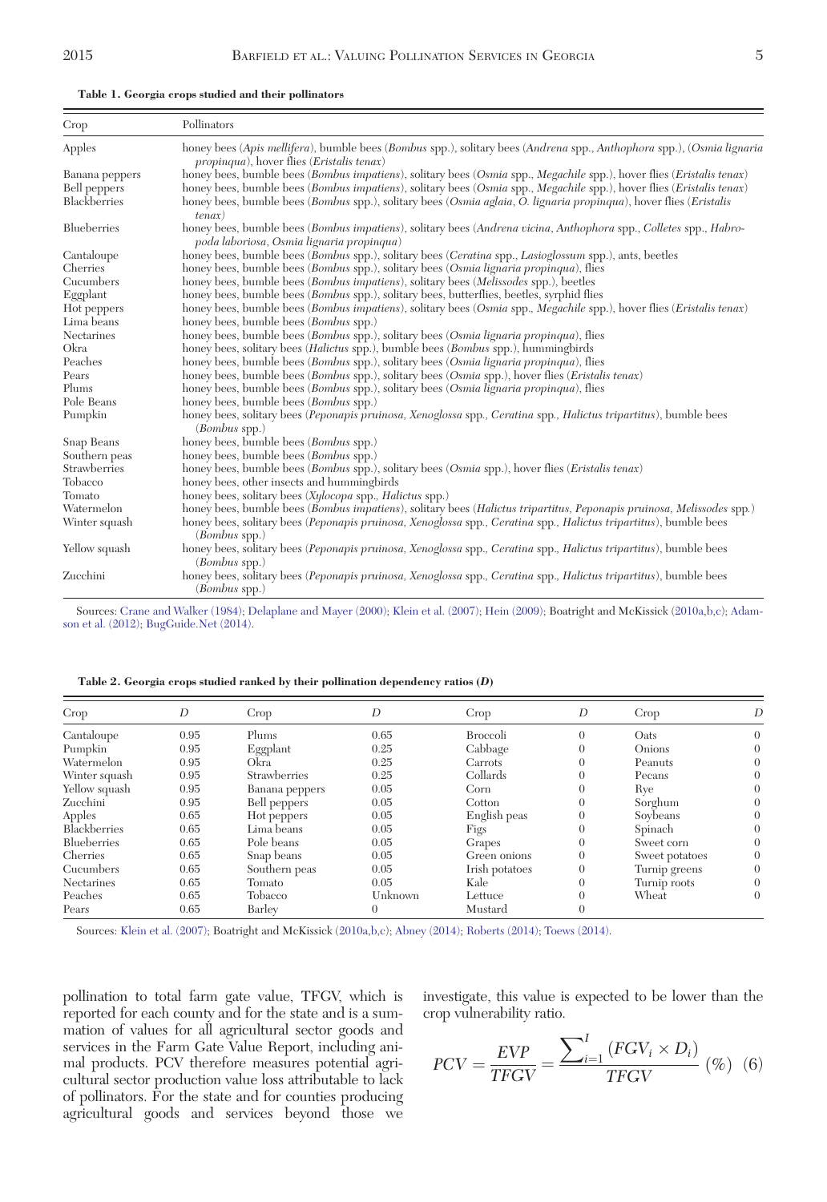**Table 1. Georgia crops studied and their pollinators**

| Crop | Pollinators |
|---|---|
| Apples | honey bees (*Apis mellifera*), bumble bees (*Bombus* spp.), solitary bees (*Andrena* spp., *Anthophora* spp.), (*Osmia lignaria propinqua*), hover flies (*Eristalis tenax*) |
| Banana peppers | honey bees, bumble bees (*Bombus impatiens*), solitary bees (*Osmia* spp., *Megachile* spp.), hover flies (*Eristalis tenax*) |
| Bell peppers | honey bees, bumble bees (*Bombus impatiens*), solitary bees (*Osmia* spp., *Megachile* spp.), hover flies (*Eristalis tenax*) |
| Blackberries | honey bees, bumble bees (*Bombus* spp.), solitary bees (*Osmia aglaia*, *O. lignaria propinqua*), hover flies (*Eristalis tenax*) |
| Blueberries | honey bees, bumble bees (*Bombus impatiens*), solitary bees (*Andrena vicina*, *Anthophora* spp., *Colletes* spp., *Habropoda laboriosa*, *Osmia lignaria propinqua*) |
| Cantaloupe | honey bees, bumble bees (*Bombus* spp.), solitary bees (*Ceratina* spp., *Lasioglossum* spp.), ants, beetles |
| Cherries | honey bees, bumble bees (*Bombus* spp.), solitary bees (*Osmia lignaria propinqua*), flies |
| Cucumbers | honey bees, bumble bees (*Bombus impatiens*), solitary bees (*Melissodes* spp.), beetles |
| Eggplant | honey bees, bumble bees (*Bombus* spp.), solitary bees, butterflies, beetles, syrphid flies |
| Hot peppers | honey bees, bumble bees (*Bombus impatiens*), solitary bees (*Osmia* spp., *Megachile* spp.), hover flies (*Eristalis tenax*) |
| Lima beans | honey bees, bumble bees (*Bombus* spp.) |
| Nectarines | honey bees, bumble bees (*Bombus* spp.), solitary bees (*Osmia lignaria propinqua*), flies |
| Okra | honey bees, solitary bees (*Halictus* spp.), bumble bees (*Bombus* spp.), hummingbirds |
| Peaches | honey bees, bumble bees (*Bombus* spp.), solitary bees (*Osmia lignaria propinqua*), flies |
| Pears | honey bees, bumble bees (*Bombus* spp.), solitary bees (*Osmia* spp.), hover flies (*Eristalis tenax*) |
| Plums | honey bees, bumble bees (*Bombus* spp.), solitary bees (*Osmia lignaria propinqua*), flies |
| Pole Beans | honey bees, bumble bees (*Bombus* spp.) |
| Pumpkin | honey bees, solitary bees (*Peponapis pruinosa*, *Xenoglossa* spp., *Ceratina* spp., *Halictus tripartitus*), bumble bees (*Bombus* spp.) |
| Snap Beans | honey bees, bumble bees (*Bombus* spp.) |
| Southern peas | honey bees, bumble bees (*Bombus* spp.) |
| Strawberries | honey bees, bumble bees (*Bombus* spp.), solitary bees (*Osmia* spp.), hover flies (*Eristalis tenax*) |
| Tobacco | honey bees, other insects and hummingbirds |
| Tomato | honey bees, solitary bees (*Xylocopa* spp., *Halictus* spp.) |
| Watermelon | honey bees, bumble bees (*Bombus impatiens*), solitary bees (*Halictus tripartitus*, *Peponapis pruinosa*, *Melissodes* spp.) |
| Winter squash | honey bees, solitary bees (*Peponapis pruinosa*, *Xenoglossa* spp., *Ceratina* spp., *Halictus tripartitus*), bumble bees (*Bombus* spp.) |
| Yellow squash | honey bees, solitary bees (*Peponapis pruinosa*, *Xenoglossa* spp., *Ceratina* spp., *Halictus tripartitus*), bumble bees (*Bombus* spp.) |
| Zucchini | honey bees, solitary bees (*Peponapis pruinosa*, *Xenoglossa* spp., *Ceratina* spp., *Halictus tripartitus*), bumble bees (*Bombus* spp.) |

Sources: Crane and Walker (1984); Delaplane and Mayer (2000); Klein et al. (2007); Hein (2009); Boatright and McKissick (2010a,b,c); Adamson et al. (2012); BugGuide.Net (2014).

**Table 2. Georgia crops studied ranked by their pollination dependency ratios (*D*)**

| Crop | *D* | Crop | *D* | Crop | *D* | Crop | *D* |
|---|---|---|---|---|---|---|---|
| Cantaloupe | 0.95 | Plums | 0.65 | Broccoli | 0 | Oats | 0 |
| Pumpkin | 0.95 | Eggplant | 0.25 | Cabbage | 0 | Onions | 0 |
| Watermelon | 0.95 | Okra | 0.25 | Carrots | 0 | Peanuts | 0 |
| Winter squash | 0.95 | Strawberries | 0.25 | Collards | 0 | Pecans | 0 |
| Yellow squash | 0.95 | Banana peppers | 0.05 | Corn | 0 | Rye | 0 |
| Zucchini | 0.95 | Bell peppers | 0.05 | Cotton | 0 | Sorghum | 0 |
| Apples | 0.65 | Hot peppers | 0.05 | English peas | 0 | Soybeans | 0 |
| Blackberries | 0.65 | Lima beans | 0.05 | Figs | 0 | Spinach | 0 |
| Blueberries | 0.65 | Pole beans | 0.05 | Grapes | 0 | Sweet corn | 0 |
| Cherries | 0.65 | Snap beans | 0.05 | Green onions | 0 | Sweet potatoes | 0 |
| Cucumbers | 0.65 | Southern peas | 0.05 | Irish potatoes | 0 | Turnip greens | 0 |
| Nectarines | 0.65 | Tomato | 0.05 | Kale | 0 | Turnip roots | 0 |
| Peaches | 0.65 | Tobacco | Unknown | Lettuce | 0 | Wheat | 0 |
| Pears | 0.65 | Barley | 0 | Mustard | 0 | | |

Sources: Klein et al. (2007); Boatright and McKissick (2010a,b,c); Abney (2014); Roberts (2014); Toews (2014).

pollination to total farm gate value, TFGV, which is reported for each county and for the state and is a summation of values for all agricultural sector goods and services in the Farm Gate Value Report, including animal products. PCV therefore measures potential agricultural sector production value loss attributable to lack of pollinators. For the state and for counties producing agricultural goods and services beyond those we investigate, this value is expected to be lower than the crop vulnerability ratio.

$$PCV = \frac{EVP}{TFGV} = \frac{\sum_{i=1}^{I} (FGV_i \times D_i)}{TFGV} \; (\%) \quad (6)$$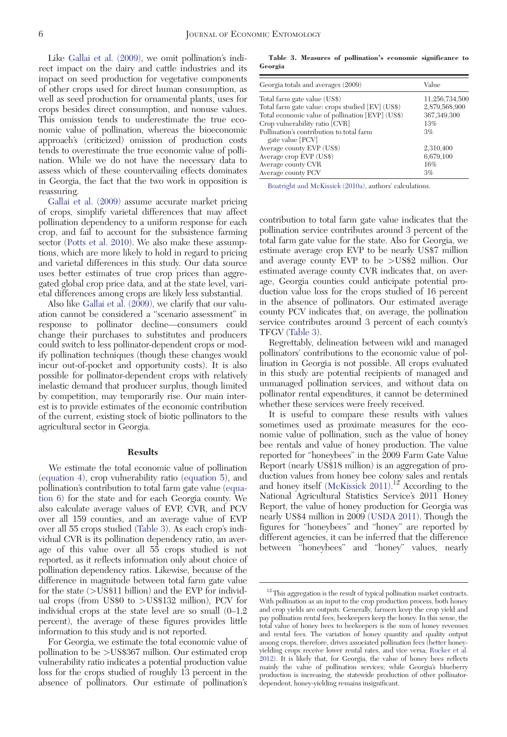Like Gallai et al. (2009), we omit pollination's indirect impact on the dairy and cattle industries and its impact on seed production for vegetative components of other crops used for direct human consumption, as well as seed production for ornamental plants, uses for crops besides direct consumption, and nonuse values. This omission tends to underestimate the true economic value of pollination, whereas the bioeconomic approach's (criticized) omission of production costs tends to overestimate the true economic value of pollination. While we do not have the necessary data to assess which of these countervailing effects dominates in Georgia, the fact that the two work in opposition is reassuring.

Gallai et al. (2009) assume accurate market pricing of crops, simplify varietal differences that may affect pollination dependency to a uniform response for each crop, and fail to account for the subsistence farming sector (Potts et al. 2010). We also make these assumptions, which are more likely to hold in regard to pricing and varietal differences in this study. Our data source uses better estimates of true crop prices than aggregated global crop price data, and at the state level, varietal differences among crops are likely less substantial.

Also like Gallai et al. (2009), we clarify that our valuation cannot be considered a "scenario assessment" in response to pollinator decline—consumers could change their purchases to substitutes and producers could switch to less pollinator-dependent crops or modify pollination techniques (though these changes would incur out-of-pocket and opportunity costs). It is also possible for pollinator-dependent crops with relatively inelastic demand that producer surplus, though limited by competition, may temporarily rise. Our main interest is to provide estimates of the economic contribution of the current, existing stock of biotic pollinators to the agricultural sector in Georgia.

## Results

We estimate the total economic value of pollination (equation 4), crop vulnerability ratio (equation 5), and pollination's contribution to total farm gate value (equation 6) for the state and for each Georgia county. We also calculate average values of EVP, CVR, and PCV over all 159 counties, and an average value of EVP over all 55 crops studied (Table 3). As each crop's individual CVR is its pollination dependency ratio, an average of this value over all 55 crops studied is not reported, as it reflects information only about choice of pollination dependency ratios. Likewise, because of the difference in magnitude between total farm gate value for the state (>US$11 billion) and the EVP for individual crops (from US$0 to >US$132 million), PCV for individual crops at the state level are so small (0–1.2 percent), the average of these figures provides little information to this study and is not reported.

For Georgia, we estimate the total economic value of pollination to be >US$367 million. Our estimated crop vulnerability ratio indicates a potential production value loss for the crops studied of roughly 13 percent in the absence of pollinators. Our estimate of pollination's contribution to total farm gate value indicates that the pollination service contributes around 3 percent of the total farm gate value for the state. Also for Georgia, we estimate average crop EVP to be nearly US$7 million and average county EVP to be >US$2 million. Our estimated average county CVR indicates that, on average, Georgia counties could anticipate potential production value loss for the crops studied of 16 percent in the absence of pollinators. Our estimated average county PCV indicates that, on average, the pollination service contributes around 3 percent of each county's TFGV (Table 3).

**Table 3. Measures of pollination's economic significance to Georgia**

| Georgia totals and averages (2009) | Value |
|---|---|
| Total farm gate value (US$) | 11,256,734,500 |
| Total farm gate value: crops studied [EV] (US$) | 2,879,568,900 |
| Total economic value of pollination [EVP] (US$) | 367,349,300 |
| Crop vulnerability ratio [CVR] | 13% |
| Pollination's contribution to total farm gate value [PCV] | 3% |
| Average county EVP (US$) | 2,310,400 |
| Average crop EVP (US$) | 6,679,100 |
| Average county CVR | 16% |
| Average county PCV | 3% |

Boatright and McKissick (2010a), authors' calculations.

Regrettably, delineation between wild and managed pollinators' contributions to the economic value of pollination in Georgia is not possible. All crops evaluated in this study are potential recipients of managed and unmanaged pollination services, and without data on pollinator rental expenditures, it cannot be determined whether these services were freely received.

It is useful to compare these results with values sometimes used as proximate measures for the economic value of pollination, such as the value of honey bee rentals and value of honey production. The value reported for "honeybees" in the 2009 Farm Gate Value Report (nearly US$18 million) is an aggregation of production values from honey bee colony sales and rentals and honey itself (McKissick 2011).[12] According to the National Agricultural Statistics Service's 2011 Honey Report, the value of honey production for Georgia was nearly US$4 million in 2009 (USDA 2011). Though the figures for "honeybees" and "honey" are reported by different agencies, it can be inferred that the difference between "honeybees" and "honey" values, nearly

[12] This aggregation is the result of typical pollination market contracts. With pollination as an input to the crop production process, both honey and crop yields are outputs. Generally, farmers keep the crop yield and pay pollination rental fees; beekeepers keep the honey. In this sense, the total value of honey bees to beekeepers is the sum of honey revenues and rental fees. The variation of honey quantity and quality output among crops, therefore, drives associated pollination fees (better honey-yielding crops receive lower rental rates, and vice versa; Rucker et al. 2012). It is likely that, for Georgia, the value of honey bees reflects mainly the value of pollination services; while Georgia's blueberry production is increasing, the statewide production of other pollinator-dependent, honey-yielding remains insignificant.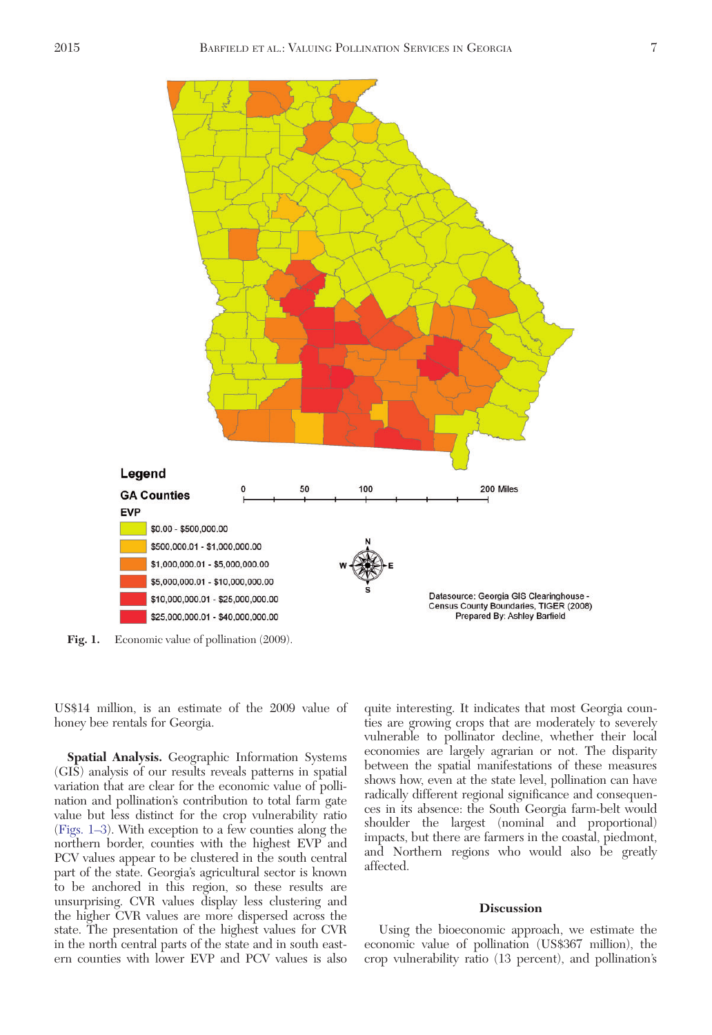Legend

GA Counties

EVP

- $0.00 - $500,000.00
- $500,000.01 - $1,000,000.00
- $1,000,000.01 - $5,000,000.00
- $5,000,000.01 - $10,000,000.00
- $10,000,000.01 - $25,000,000.00
- $25,000,000.01 - $40,000,000.00

0 50 100 200 Miles

Datasource: Georgia GIS Clearinghouse - Census County Boundaries, TIGER (2008)
Prepared By: Ashley Barfield

**Fig. 1.** Economic value of pollination (2009).

US$14 million, is an estimate of the 2009 value of honey bee rentals for Georgia.

**Spatial Analysis.** Geographic Information Systems (GIS) analysis of our results reveals patterns in spatial variation that are clear for the economic value of pollination and pollination's contribution to total farm gate value but less distinct for the crop vulnerability ratio (Figs. 1–3). With exception to a few counties along the northern border, counties with the highest EVP and PCV values appear to be clustered in the south central part of the state. Georgia's agricultural sector is known to be anchored in this region, so these results are unsurprising. CVR values display less clustering and the higher CVR values are more dispersed across the state. The presentation of the highest values for CVR in the north central parts of the state and in south eastern counties with lower EVP and PCV values is also quite interesting. It indicates that most Georgia counties are growing crops that are moderately to severely vulnerable to pollinator decline, whether their local economies are largely agrarian or not. The disparity between the spatial manifestations of these measures shows how, even at the state level, pollination can have radically different regional significance and consequences in its absence: the South Georgia farm-belt would shoulder the largest (nominal and proportional) impacts, but there are farmers in the coastal, piedmont, and Northern regions who would also be greatly affected.

## Discussion

Using the bioeconomic approach, we estimate the economic value of pollination (US$367 million), the crop vulnerability ratio (13 percent), and pollination's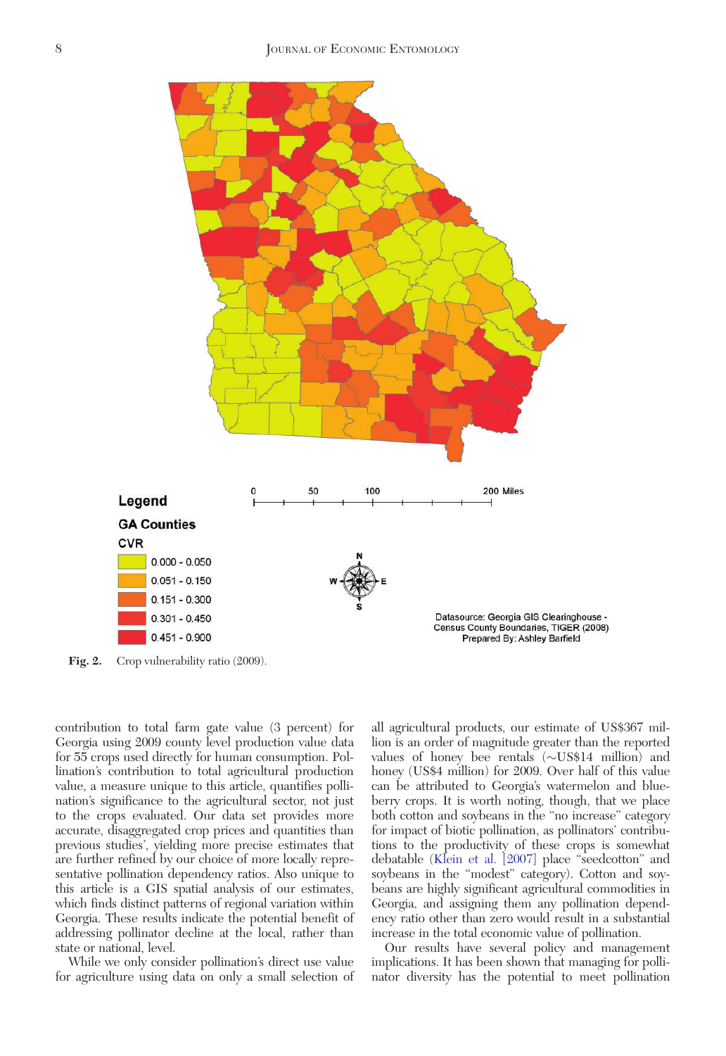Fig. 2. Crop vulnerability ratio (2009).

contribution to total farm gate value (3 percent) for Georgia using 2009 county level production value data for 55 crops used directly for human consumption. Pollination's contribution to total agricultural production value, a measure unique to this article, quantifies pollination's significance to the agricultural sector, not just to the crops evaluated. Our data set provides more accurate, disaggregated crop prices and quantities than previous studies', yielding more precise estimates that are further refined by our choice of more locally representative pollination dependency ratios. Also unique to this article is a GIS spatial analysis of our estimates, which finds distinct patterns of regional variation within Georgia. These results indicate the potential benefit of addressing pollinator decline at the local, rather than state or national, level.

While we only consider pollination's direct use value for agriculture using data on only a small selection of all agricultural products, our estimate of US$367 million is an order of magnitude greater than the reported values of honey bee rentals (~US$14 million) and honey (US$4 million) for 2009. Over half of this value can be attributed to Georgia's watermelon and blueberry crops. It is worth noting, though, that we place both cotton and soybeans in the "no increase" category for impact of biotic pollination, as pollinators' contributions to the productivity of these crops is somewhat debatable (Klein et al. [2007] place "seedcotton" and soybeans in the "modest" category). Cotton and soybeans are highly significant agricultural commodities in Georgia, and assigning them any pollination dependency ratio other than zero would result in a substantial increase in the total economic value of pollination.

Our results have several policy and management implications. It has been shown that managing for pollinator diversity has the potential to meet pollination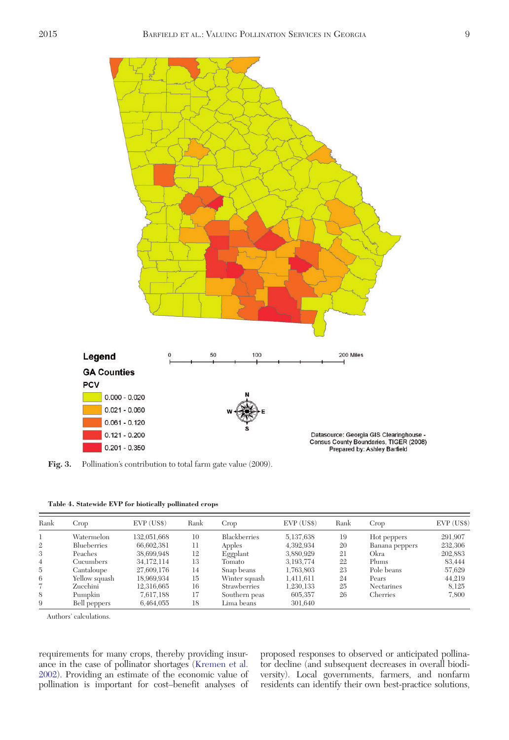Legend

GA Counties

PCV

0.000 - 0.020

0.021 - 0.060

0.061 - 0.120

0.121 - 0.200

0.201 - 0.350

Datasource: Georgia GIS Clearinghouse - Census County Boundaries, TIGER (2008)
Prepared by: Ashley Barfield

**Fig. 3.** Pollination's contribution to total farm gate value (2009).

**Table 4. Statewide EVP for biotically pollinated crops**

| Rank | Crop | EVP (US$) | Rank | Crop | EVP (US$) | Rank | Crop | EVP (US$) |
|---|---|---|---|---|---|---|---|---|
| 1 | Watermelon | 132,051,668 | 10 | Blackberries | 5,137,638 | 19 | Hot peppers | 291,907 |
| 2 | Blueberries | 66,602,381 | 11 | Apples | 4,392,934 | 20 | Banana peppers | 232,306 |
| 3 | Peaches | 38,699,948 | 12 | Eggplant | 3,880,929 | 21 | Okra | 202,883 |
| 4 | Cucumbers | 34,172,114 | 13 | Tomato | 3,193,774 | 22 | Plums | 83,444 |
| 5 | Cantaloupe | 27,609,176 | 14 | Snap beans | 1,763,803 | 23 | Pole beans | 57,629 |
| 6 | Yellow squash | 18,969,934 | 15 | Winter squash | 1,411,611 | 24 | Pears | 44,219 |
| 7 | Zucchini | 12,316,665 | 16 | Strawberries | 1,230,133 | 25 | Nectarines | 8,125 |
| 8 | Pumpkin | 7,617,188 | 17 | Southern peas | 605,357 | 26 | Cherries | 7,800 |
| 9 | Bell peppers | 6,464,055 | 18 | Lima beans | 301,640 | | | |

Authors' calculations.

requirements for many crops, thereby providing insurance in the case of pollinator shortages (Kremen et al. 2002). Providing an estimate of the economic value of pollination is important for cost–benefit analyses of proposed responses to observed or anticipated pollinator decline (and subsequent decreases in overall biodiversity). Local governments, farmers, and nonfarm residents can identify their own best-practice solutions,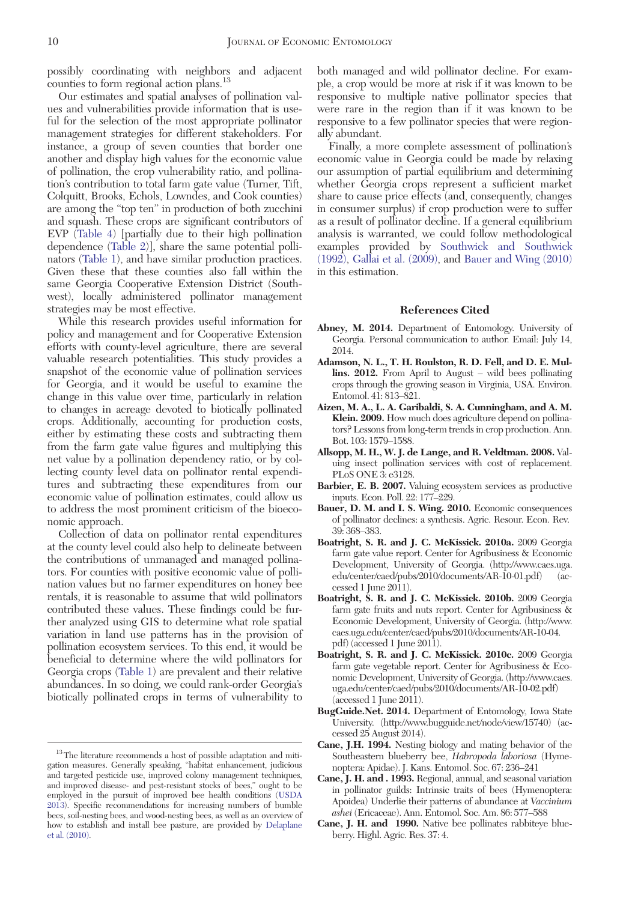possibly coordinating with neighbors and adjacent counties to form regional action plans.[13]

Our estimates and spatial analyses of pollination values and vulnerabilities provide information that is useful for the selection of the most appropriate pollinator management strategies for different stakeholders. For instance, a group of seven counties that border one another and display high values for the economic value of pollination, the crop vulnerability ratio, and pollination's contribution to total farm gate value (Turner, Tift, Colquitt, Brooks, Echols, Lowndes, and Cook counties) are among the "top ten" in production of both zucchini and squash. These crops are significant contributors of EVP (Table 4) [partially due to their high pollination dependence (Table 2)], share the same potential pollinators (Table 1), and have similar production practices. Given these that these counties also fall within the same Georgia Cooperative Extension District (Southwest), locally administered pollinator management strategies may be most effective.

While this research provides useful information for policy and management and for Cooperative Extension efforts with county-level agriculture, there are several valuable research potentialities. This study provides a snapshot of the economic value of pollination services for Georgia, and it would be useful to examine the change in this value over time, particularly in relation to changes in acreage devoted to biotically pollinated crops. Additionally, accounting for production costs, either by estimating these costs and subtracting them from the farm gate value figures and multiplying this net value by a pollination dependency ratio, or by collecting county level data on pollinator rental expenditures and subtracting these expenditures from our economic value of pollination estimates, could allow us to address the most prominent criticism of the bioeconomic approach.

Collection of data on pollinator rental expenditures at the county level could also help to delineate between the contributions of unmanaged and managed pollinators. For counties with positive economic value of pollination values but no farmer expenditures on honey bee rentals, it is reasonable to assume that wild pollinators contributed these values. These findings could be further analyzed using GIS to determine what role spatial variation in land use patterns has in the provision of pollination ecosystem services. To this end, it would be beneficial to determine where the wild pollinators for Georgia crops (Table 1) are prevalent and their relative abundances. In so doing, we could rank-order Georgia's biotically pollinated crops in terms of vulnerability to both managed and wild pollinator decline. For example, a crop would be more at risk if it was known to be responsive to multiple native pollinator species that were rare in the region than if it was known to be responsive to a few pollinator species that were regionally abundant.

Finally, a more complete assessment of pollination's economic value in Georgia could be made by relaxing our assumption of partial equilibrium and determining whether Georgia crops represent a sufficient market share to cause price effects (and, consequently, changes in consumer surplus) if crop production were to suffer as a result of pollinator decline. If a general equilibrium analysis is warranted, we could follow methodological examples provided by Southwick and Southwick (1992), Gallai et al. (2009), and Bauer and Wing (2010) in this estimation.

[13] The literature recommends a host of possible adaptation and mitigation measures. Generally speaking, "habitat enhancement, judicious and targeted pesticide use, improved colony management techniques, and improved disease- and pest-resistant stocks of bees," ought to be employed in the pursuit of improved bee health conditions (USDA 2013). Specific recommendations for increasing numbers of bumble bees, soil-nesting bees, and wood-nesting bees, as well as an overview of how to establish and install bee pasture, are provided by Delaplane et al. (2010).

## References Cited

**Abney, M. 2014.** Department of Entomology. University of Georgia. Personal communication to author. Email: July 14, 2014.

**Adamson, N. L., T. H. Roulston, R. D. Fell, and D. E. Mullins. 2012.** From April to August – wild bees pollinating crops through the growing season in Virginia, USA. Environ. Entomol. 41: 813–821.

**Aizen, M. A., L. A. Garibaldi, S. A. Cunningham, and A. M. Klein. 2009.** How much does agriculture depend on pollinators? Lessons from long-term trends in crop production. Ann. Bot. 103: 1579–1588.

**Allsopp, M. H., W. J. de Lange, and R. Veldtman. 2008.** Valuing insect pollination services with cost of replacement. PLoS ONE 3: e3128.

**Barbier, E. B. 2007.** Valuing ecosystem services as productive inputs. Econ. Poll. 22: 177–229.

**Bauer, D. M. and I. S. Wing. 2010.** Economic consequences of pollinator declines: a synthesis. Agric. Resour. Econ. Rev. 39: 368–383.

**Boatright, S. R. and J. C. McKissick. 2010a.** 2009 Georgia farm gate value report. Center for Agribusiness & Economic Development, University of Georgia. (http://www.caes.uga.edu/center/caed/pubs/2010/documents/AR-10-01.pdf) (accessed 1 June 2011).

**Boatright, S. R. and J. C. McKissick. 2010b.** 2009 Georgia farm gate fruits and nuts report. Center for Agribusiness & Economic Development, University of Georgia. (http://www.caes.uga.edu/center/caed/pubs/2010/documents/AR-10-04.pdf) (accessed 1 June 2011).

**Boatright, S. R. and J. C. McKissick. 2010c.** 2009 Georgia farm gate vegetable report. Center for Agribusiness & Economic Development, University of Georgia. (http://www.caes.uga.edu/center/caed/pubs/2010/documents/AR-10-02.pdf) (accessed 1 June 2011).

**BugGuide.Net. 2014.** Department of Entomology, Iowa State University. (http://www.bugguide.net/node/view/15740) (accessed 25 August 2014).

**Cane, J.H. 1994.** Nesting biology and mating behavior of the Southeastern blueberry bee, *Habropoda laboriosa* (Hymenoptera: Apidae). J. Kans. Entomol. Soc. 67: 236–241

**Cane, J. H. and . 1993.** Regional, annual, and seasonal variation in pollinator guilds: Intrinsic traits of bees (Hymenoptera: Apoidea) Underlie their patterns of abundance at *Vaccinium ashei* (Ericaceae). Ann. Entomol. Soc. Am. 86: 577–588

**Cane, J. H. and 1990.** Native bee pollinates rabbiteye blueberry. Highl. Agric. Res. 37: 4.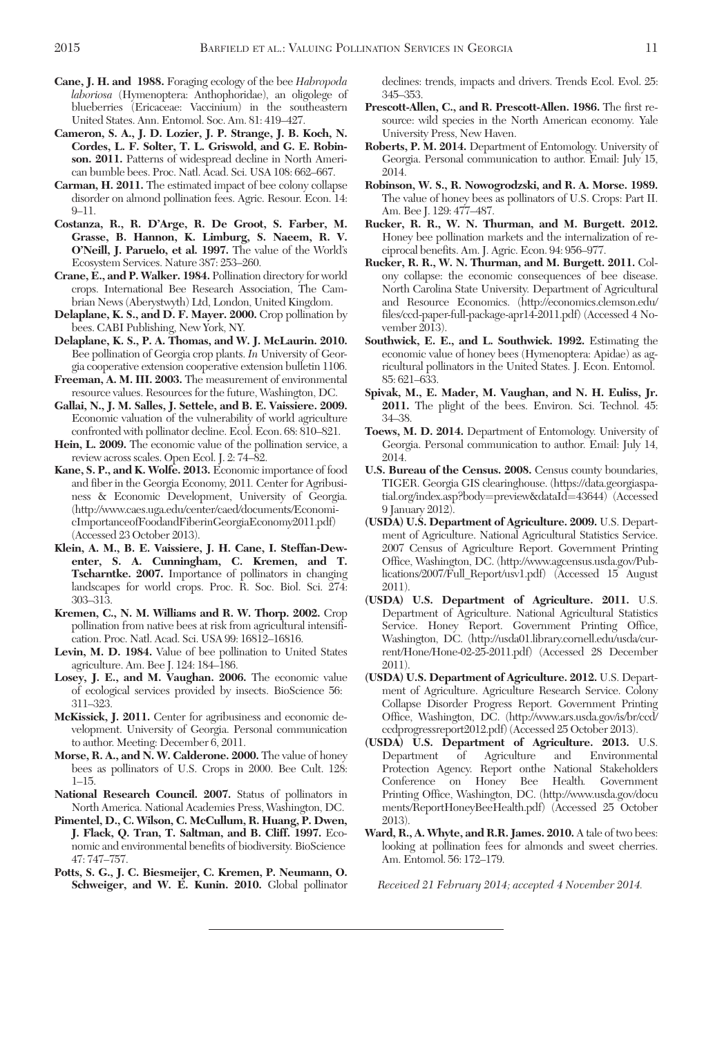**Cane, J. H. and 1988.** Foraging ecology of the bee *Habropoda laboriosa* (Hymenoptera: Anthophoridae), an oligolege of blueberries (Ericaceae: Vaccinium) in the southeastern United States. Ann. Entomol. Soc. Am. 81: 419–427.

**Cameron, S. A., J. D. Lozier, J. P. Strange, J. B. Koch, N. Cordes, L. F. Solter, T. L. Griswold, and G. E. Robinson. 2011.** Patterns of widespread decline in North American bumble bees. Proc. Natl. Acad. Sci. USA 108: 662–667.

**Carman, H. 2011.** The estimated impact of bee colony collapse disorder on almond pollination fees. Agric. Resour. Econ. 14: 9–11.

**Costanza, R., R. D'Arge, R. De Groot, S. Farber, M. Grasse, B. Hannon, K. Limburg, S. Naeem, R. V. O'Neill, J. Paruelo, et al. 1997.** The value of the World's Ecosystem Services. Nature 387: 253–260.

**Crane, E., and P. Walker. 1984.** Pollination directory for world crops. International Bee Research Association, The Cambrian News (Aberystwyth) Ltd, London, United Kingdom.

**Delaplane, K. S., and D. F. Mayer. 2000.** Crop pollination by bees. CABI Publishing, New York, NY.

**Delaplane, K. S., P. A. Thomas, and W. J. McLaurin. 2010.** Bee pollination of Georgia crop plants. *In* University of Georgia cooperative extension cooperative extension bulletin 1106.

**Freeman, A. M. III. 2003.** The measurement of environmental resource values. Resources for the future, Washington, DC.

**Gallai, N., J. M. Salles, J. Settele, and B. E. Vaissiere. 2009.** Economic valuation of the vulnerability of world agriculture confronted with pollinator decline. Ecol. Econ. 68: 810–821.

**Hein, L. 2009.** The economic value of the pollination service, a review across scales. Open Ecol. J. 2: 74–82.

**Kane, S. P., and K. Wolfe. 2013.** Economic importance of food and fiber in the Georgia Economy, 2011. Center for Agribusiness & Economic Development, University of Georgia. (http://www.caes.uga.edu/center/caed/documents/EconomicImportanceofFoodandFiberinGeorgiaEconomy2011.pdf) (Accessed 23 October 2013).

**Klein, A. M., B. E. Vaissiere, J. H. Cane, I. Steffan-Dewenter, S. A. Cunningham, C. Kremen, and T. Tscharntke. 2007.** Importance of pollinators in changing landscapes for world crops. Proc. R. Soc. Biol. Sci. 274: 303–313.

**Kremen, C., N. M. Williams and R. W. Thorp. 2002.** Crop pollination from native bees at risk from agricultural intensification. Proc. Natl. Acad. Sci. USA 99: 16812–16816.

**Levin, M. D. 1984.** Value of bee pollination to United States agriculture. Am. Bee J. 124: 184–186.

**Losey, J. E., and M. Vaughan. 2006.** The economic value of ecological services provided by insects. BioScience 56: 311–323.

**McKissick, J. 2011.** Center for agribusiness and economic development. University of Georgia. Personal communication to author. Meeting: December 6, 2011.

**Morse, R. A., and N. W. Calderone. 2000.** The value of honey bees as pollinators of U.S. Crops in 2000. Bee Cult. 128: 1–15.

**National Research Council. 2007.** Status of pollinators in North America. National Academies Press, Washington, DC.

**Pimentel, D., C. Wilson, C. McCullum, R. Huang, P. Dwen, J. Flack, Q. Tran, T. Saltman, and B. Cliff. 1997.** Economic and environmental benefits of biodiversity. BioScience 47: 747–757.

**Potts, S. G., J. C. Biesmeijer, C. Kremen, P. Neumann, O. Schweiger, and W. E. Kunin. 2010.** Global pollinator declines: trends, impacts and drivers. Trends Ecol. Evol. 25: 345–353.

**Prescott-Allen, C., and R. Prescott-Allen. 1986.** The first resource: wild species in the North American economy. Yale University Press, New Haven.

**Roberts, P. M. 2014.** Department of Entomology. University of Georgia. Personal communication to author. Email: July 15, 2014.

**Robinson, W. S., R. Nowogrodzki, and R. A. Morse. 1989.** The value of honey bees as pollinators of U.S. Crops: Part II. Am. Bee J. 129: 477–487.

**Rucker, R. R., W. N. Thurman, and M. Burgett. 2012.** Honey bee pollination markets and the internalization of reciprocal benefits. Am. J. Agric. Econ. 94: 956–977.

**Rucker, R. R., W. N. Thurman, and M. Burgett. 2011.** Colony collapse: the economic consequences of bee disease. North Carolina State University. Department of Agricultural and Resource Economics. (http://economics.clemson.edu/files/ccd-paper-full-package-apr14-2011.pdf) (Accessed 4 November 2013).

**Southwick, E. E., and L. Southwick. 1992.** Estimating the economic value of honey bees (Hymenoptera: Apidae) as agricultural pollinators in the United States. J. Econ. Entomol. 85: 621–633.

**Spivak, M., E. Mader, M. Vaughan, and N. H. Euliss, Jr. 2011.** The plight of the bees. Environ. Sci. Technol. 45: 34–38.

**Toews, M. D. 2014.** Department of Entomology. University of Georgia. Personal communication to author. Email: July 14, 2014.

**U.S. Bureau of the Census. 2008.** Census county boundaries, TIGER. Georgia GIS clearinghouse. (https://data.georgiaspatial.org/index.asp?body=preview&dataId=43644) (Accessed 9 January 2012).

**(USDA) U.S. Department of Agriculture. 2009.** U.S. Department of Agriculture. National Agricultural Statistics Service. 2007 Census of Agriculture Report. Government Printing Office, Washington, DC. (http://www.agcensus.usda.gov/Publications/2007/Full_Report/usv1.pdf) (Accessed 15 August 2011).

**(USDA) U.S. Department of Agriculture. 2011.** U.S. Department of Agriculture. National Agricultural Statistics Service. Honey Report. Government Printing Office, Washington, DC. (http://usda01.library.cornell.edu/usda/current/Hone/Hone-02-25-2011.pdf) (Accessed 28 December 2011).

**(USDA) U.S. Department of Agriculture. 2012.** U.S. Department of Agriculture. Agriculture Research Service. Colony Collapse Disorder Progress Report. Government Printing Office, Washington, DC. (http://www.ars.usda.gov/is/br/ccd/ccdprogressreport2012.pdf) (Accessed 25 October 2013).

**(USDA) U.S. Department of Agriculture. 2013.** U.S. Department of Agriculture and Environmental Protection Agency. Report onthe National Stakeholders Conference on Honey Bee Health. Government Printing Office, Washington, DC. (http://www.usda.gov/documents/ReportHoneyBeeHealth.pdf) (Accessed 25 October 2013).

**Ward, R., A. Whyte, and R.R. James. 2010.** A tale of two bees: looking at pollination fees for almonds and sweet cherries. Am. Entomol. 56: 172–179.

*Received 21 February 2014; accepted 4 November 2014.*